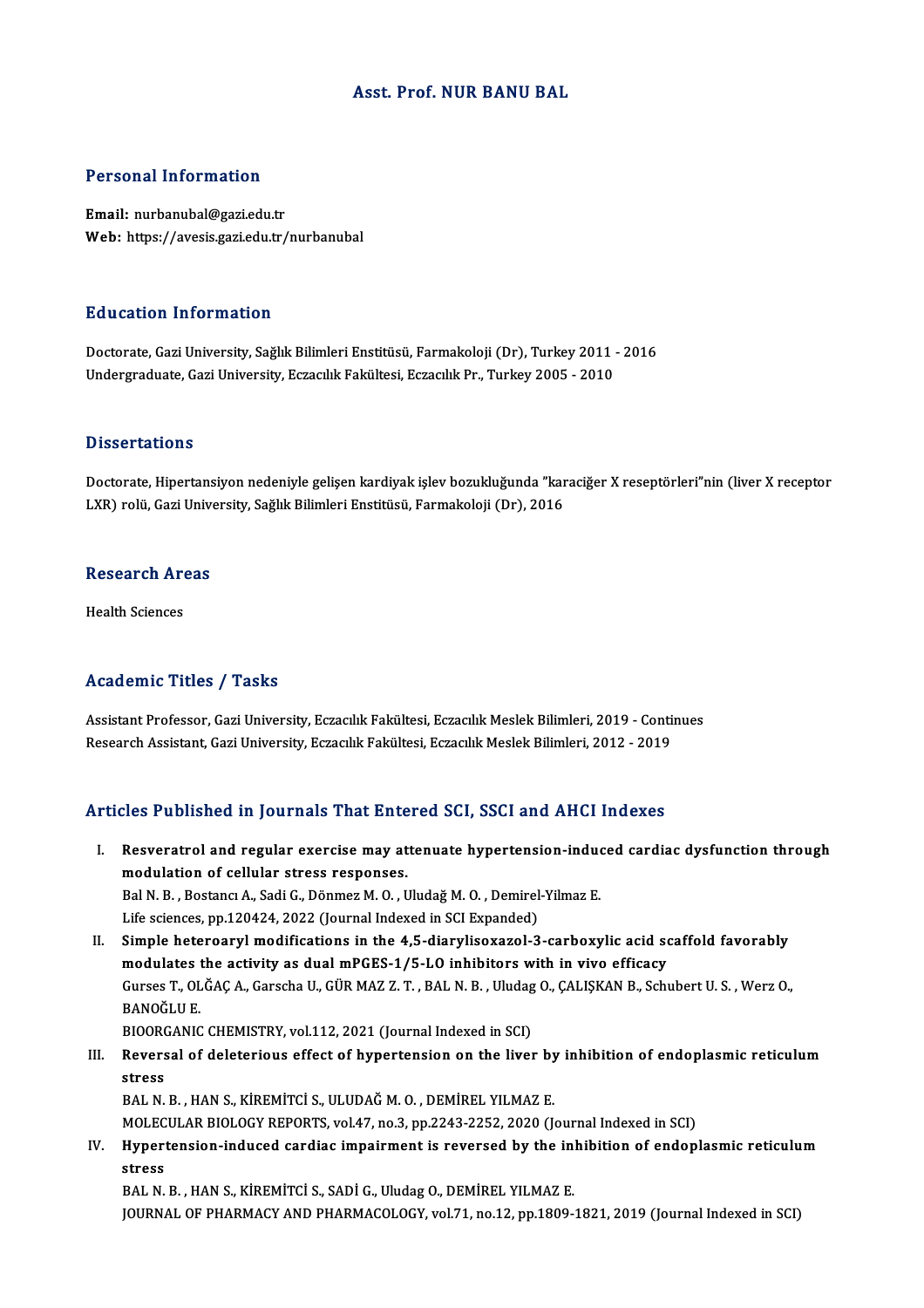# Asst. Prof. NUR BANU BAL

## Personal Information

**Email:** nurbanubal@gazi.edu.tr
**Web:** https://avesis.gazi.edu.tr/nurbanubal

## Education Information

Doctorate, Gazi University, Sağlık Bilimleri Enstitüsü, Farmakoloji (Dr), Turkey 2011 - 2016
Undergraduate, Gazi University, Eczacılık Fakültesi, Eczacılık Pr., Turkey 2005 - 2010

## Dissertations

Doctorate, Hipertansiyon nedeniyle gelişen kardiyak işlev bozukluğunda "karaciğer X reseptörleri"nin (liver X receptor LXR) rolü, Gazi University, Sağlık Bilimleri Enstitüsü, Farmakoloji (Dr), 2016

## Research Areas

Health Sciences

## Academic Titles / Tasks

Assistant Professor, Gazi University, Eczacılık Fakültesi, Eczacılık Meslek Bilimleri, 2019 - Continues
Research Assistant, Gazi University, Eczacılık Fakültesi, Eczacılık Meslek Bilimleri, 2012 - 2019

## Articles Published in Journals That Entered SCI, SSCI and AHCI Indexes

I. **Resveratrol and regular exercise may attenuate hypertension-induced cardiac dysfunction through modulation of cellular stress responses.**
Bal N. B. , Bostancı A., Sadi G., Dönmez M. O. , Uludağ M. O. , Demirel-Yilmaz E.
Life sciences, pp.120424, 2022 (Journal Indexed in SCI Expanded)

II. **Simple heteroaryl modifications in the 4,5-diarylisoxazol-3-carboxylic acid scaffold favorably modulates the activity as dual mPGES-1/5-LO inhibitors with in vivo efficacy**
Gurses T., OLĞAÇ A., Garscha U., GÜR MAZ Z. T. , BAL N. B. , Uludag O., ÇALIŞKAN B., Schubert U. S. , Werz O., BANOĞLU E.
BIOORGANIC CHEMISTRY, vol.112, 2021 (Journal Indexed in SCI)

III. **Reversal of deleterious effect of hypertension on the liver by inhibition of endoplasmic reticulum stress**
BAL N. B. , HAN S., KİREMİTCİ S., ULUDAĞ M. O. , DEMİREL YILMAZ E.
MOLECULAR BIOLOGY REPORTS, vol.47, no.3, pp.2243-2252, 2020 (Journal Indexed in SCI)

IV. **Hypertension-induced cardiac impairment is reversed by the inhibition of endoplasmic reticulum stress**
BAL N. B. , HAN S., KİREMİTCİ S., SADİ G., Uludag O., DEMİREL YILMAZ E.
JOURNAL OF PHARMACY AND PHARMACOLOGY, vol.71, no.12, pp.1809-1821, 2019 (Journal Indexed in SCI)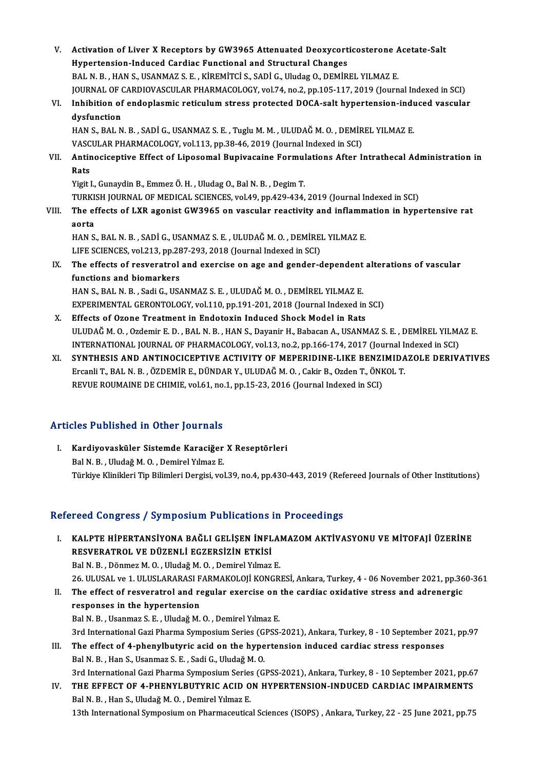V. **Activation of Liver X Receptors by GW3965 Attenuated Deoxycorticosterone Acetate-Salt Hypertension-Induced Cardiac Functional and Structural Changes**
BAL N. B. , HAN S., USANMAZ S. E. , KİREMİTCİ S., SADİ G., Uludag O., DEMİREL YILMAZ E.
JOURNAL OF CARDIOVASCULAR PHARMACOLOGY, vol.74, no.2, pp.105-117, 2019 (Journal Indexed in SCI)

VI. **Inhibition of endoplasmic reticulum stress protected DOCA-salt hypertension-induced vascular dysfunction**
HAN S., BAL N. B. , SADİ G., USANMAZ S. E. , Tuglu M. M. , ULUDAĞ M. O. , DEMİREL YILMAZ E.
VASCULAR PHARMACOLOGY, vol.113, pp.38-46, 2019 (Journal Indexed in SCI)

VII. **Antinociceptive Effect of Liposomal Bupivacaine Formulations After Intrathecal Administration in Rats**
Yigit I., Gunaydin B., Emmez Ö. H. , Uludag O., Bal N. B. , Degim T.
TURKISH JOURNAL OF MEDICAL SCIENCES, vol.49, pp.429-434, 2019 (Journal Indexed in SCI)

VIII. **The effects of LXR agonist GW3965 on vascular reactivity and inflammation in hypertensive rat aorta**
HAN S., BAL N. B. , SADİ G., USANMAZ S. E. , ULUDAĞ M. O. , DEMİREL YILMAZ E.
LIFE SCIENCES, vol.213, pp.287-293, 2018 (Journal Indexed in SCI)

IX. **The effects of resveratrol and exercise on age and gender-dependent alterations of vascular functions and biomarkers**
HAN S., BAL N. B. , Sadi G., USANMAZ S. E. , ULUDAĞ M. O. , DEMİREL YILMAZ E.
EXPERIMENTAL GERONTOLOGY, vol.110, pp.191-201, 2018 (Journal Indexed in SCI)

X. **Effects of Ozone Treatment in Endotoxin Induced Shock Model in Rats**
ULUDAĞ M. O. , Ozdemir E. D. , BAL N. B. , HAN S., Dayanir H., Babacan A., USANMAZ S. E. , DEMİREL YILMAZ E.
INTERNATIONAL JOURNAL OF PHARMACOLOGY, vol.13, no.2, pp.166-174, 2017 (Journal Indexed in SCI)

XI. **SYNTHESIS AND ANTINOCICEPTIVE ACTIVITY OF MEPERIDINE-LIKE BENZIMIDAZOLE DERIVATIVES**
Ercanli T., BAL N. B. , ÖZDEMİR E., DÜNDAR Y., ULUDAĞ M. O. , Cakir B., Ozden T., ÖNKOL T.
REVUE ROUMAINE DE CHIMIE, vol.61, no.1, pp.15-23, 2016 (Journal Indexed in SCI)

## Articles Published in Other Journals

I. **Kardiyovasküler Sistemde Karaciğer X Reseptörleri**
Bal N. B. , Uludağ M. O. , Demirel Yılmaz E.
Türkiye Klinikleri Tip Bilimleri Dergisi, vol.39, no.4, pp.430-443, 2019 (Refereed Journals of Other Institutions)

## Refereed Congress / Symposium Publications in Proceedings

I. **KALPTE HİPERTANSİYONA BAĞLI GELİŞEN İNFLAMAZOM AKTİVASYONU VE MİTOFAJİ ÜZERİNE RESVERATROL VE DÜZENLİ EGZERSİZİN ETKİSİ**
Bal N. B. , Dönmez M. O. , Uludağ M. O. , Demirel Yılmaz E.
26. ULUSAL ve 1. ULUSLARARASI FARMAKOLOJİ KONGRESİ, Ankara, Turkey, 4 - 06 November 2021, pp.360-361

II. **The effect of resveratrol and regular exercise on the cardiac oxidative stress and adrenergic responses in the hypertension**
Bal N. B. , Usanmaz S. E. , Uludağ M. O. , Demirel Yılmaz E.
3rd International Gazi Pharma Symposium Series (GPSS-2021), Ankara, Turkey, 8 - 10 September 2021, pp.97

III. **The effect of 4-phenylbutyric acid on the hypertension induced cardiac stress responses**
Bal N. B. , Han S., Usanmaz S. E. , Sadi G., Uludağ M. O.
3rd International Gazi Pharma Symposium Series (GPSS-2021), Ankara, Turkey, 8 - 10 September 2021, pp.67

IV. **THE EFFECT OF 4-PHENYLBUTYRIC ACID ON HYPERTENSION-INDUCED CARDIAC IMPAIRMENTS**
Bal N. B. , Han S., Uludağ M. O. , Demirel Yılmaz E.
13th International Symposium on Pharmaceutical Sciences (ISOPS) , Ankara, Turkey, 22 - 25 June 2021, pp.75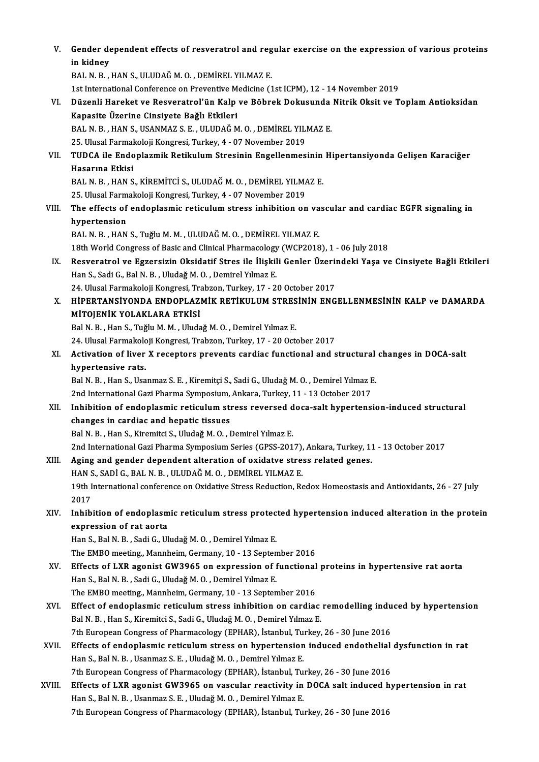V. **Gender dependent effects of resveratrol and regular exercise on the expression of various proteins in kidney**
BAL N. B. , HAN S., ULUDAĞ M. O. , DEMİREL YILMAZ E.
1st International Conference on Preventive Medicine (1st ICPM), 12 - 14 November 2019

VI. **Düzenli Hareket ve Resveratrol'ün Kalp ve Böbrek Dokusunda Nitrik Oksit ve Toplam Antioksidan Kapasite Üzerine Cinsiyete Bağlı Etkileri**
BAL N. B. , HAN S., USANMAZ S. E. , ULUDAĞ M. O. , DEMİREL YILMAZ E.
25. Ulusal Farmakoloji Kongresi, Turkey, 4 - 07 November 2019

VII. **TUDCA ile Endoplazmik Retikulum Stresinin Engellenmesinin Hipertansiyonda Gelişen Karaciğer Hasarına Etkisi**
BAL N. B. , HAN S., KİREMİTCİ S., ULUDAĞ M. O. , DEMİREL YILMAZ E.
25. Ulusal Farmakoloji Kongresi, Turkey, 4 - 07 November 2019

VIII. **The effects of endoplasmic reticulum stress inhibition on vascular and cardiac EGFR signaling in hypertension**
BAL N. B. , HAN S., Tuğlu M. M. , ULUDAĞ M. O. , DEMİREL YILMAZ E.
18th World Congress of Basic and Clinical Pharmacology (WCP2018), 1 - 06 July 2018

IX. **Resveratrol ve Egzersizin Oksidatif Stres ile İlişkili Genler Üzerindeki Yaşa ve Cinsiyete Bağlı Etkileri**
Han S., Sadi G., Bal N. B. , Uludağ M. O. , Demirel Yılmaz E.
24. Ulusal Farmakoloji Kongresi, Trabzon, Turkey, 17 - 20 October 2017

X. **HİPERTANSİYONDA ENDOPLAZMİK RETİKULUM STRESİNİN ENGELLENMESİNİN KALP ve DAMARDA MİTOJENİK YOLAKLARA ETKİSİ**
Bal N. B. , Han S., Tuğlu M. M. , Uludağ M. O. , Demirel Yılmaz E.
24. Ulusal Farmakoloji Kongresi, Trabzon, Turkey, 17 - 20 October 2017

XI. **Activation of liver X receptors prevents cardiac functional and structural changes in DOCA-salt hypertensive rats.**
Bal N. B. , Han S., Usanmaz S. E. , Kiremitçi S., Sadi G., Uludağ M. O. , Demirel Yılmaz E.
2nd International Gazi Pharma Symposium, Ankara, Turkey, 11 - 13 October 2017

XII. **Inhibition of endoplasmic reticulum stress reversed doca-salt hypertension-induced structural changes in cardiac and hepatic tissues**
Bal N. B. , Han S., Kiremitci S., Uludağ M. O. , Demirel Yılmaz E.
2nd International Gazi Pharma Symposium Series (GPSS-2017), Ankara, Turkey, 11 - 13 October 2017

XIII. **Aging and gender dependent alteration of oxidatve stress related genes.**
HAN S., SADİ G., BAL N. B. , ULUDAĞ M. O. , DEMİREL YILMAZ E.
19th International conference on Oxidative Stress Reduction, Redox Homeostasis and Antioxidants, 26 - 27 July 2017

XIV. **Inhibition of endoplasmic reticulum stress protected hypertension induced alteration in the protein expression of rat aorta**
Han S., Bal N. B. , Sadi G., Uludağ M. O. , Demirel Yılmaz E.
The EMBO meeting., Mannheim, Germany, 10 - 13 September 2016

XV. **Effects of LXR agonist GW3965 on expression of functional proteins in hypertensive rat aorta**
Han S., Bal N. B. , Sadi G., Uludağ M. O. , Demirel Yılmaz E.
The EMBO meeting., Mannheim, Germany, 10 - 13 September 2016

XVI. **Effect of endoplasmic reticulum stress inhibition on cardiac remodelling induced by hypertension**
Bal N. B. , Han S., Kiremitci S., Sadi G., Uludağ M. O. , Demirel Yılmaz E.
7th European Congress of Pharmacology (EPHAR), İstanbul, Turkey, 26 - 30 June 2016

XVII. **Effects of endoplasmic reticulum stress on hypertension induced endothelial dysfunction in rat**
Han S., Bal N. B. , Usanmaz S. E. , Uludağ M. O. , Demirel Yılmaz E.
7th European Congress of Pharmacology (EPHAR), İstanbul, Turkey, 26 - 30 June 2016

XVIII. **Effects of LXR agonist GW3965 on vascular reactivity in DOCA salt induced hypertension in rat**
Han S., Bal N. B. , Usanmaz S. E. , Uludağ M. O. , Demirel Yılmaz E.
7th European Congress of Pharmacology (EPHAR), İstanbul, Turkey, 26 - 30 June 2016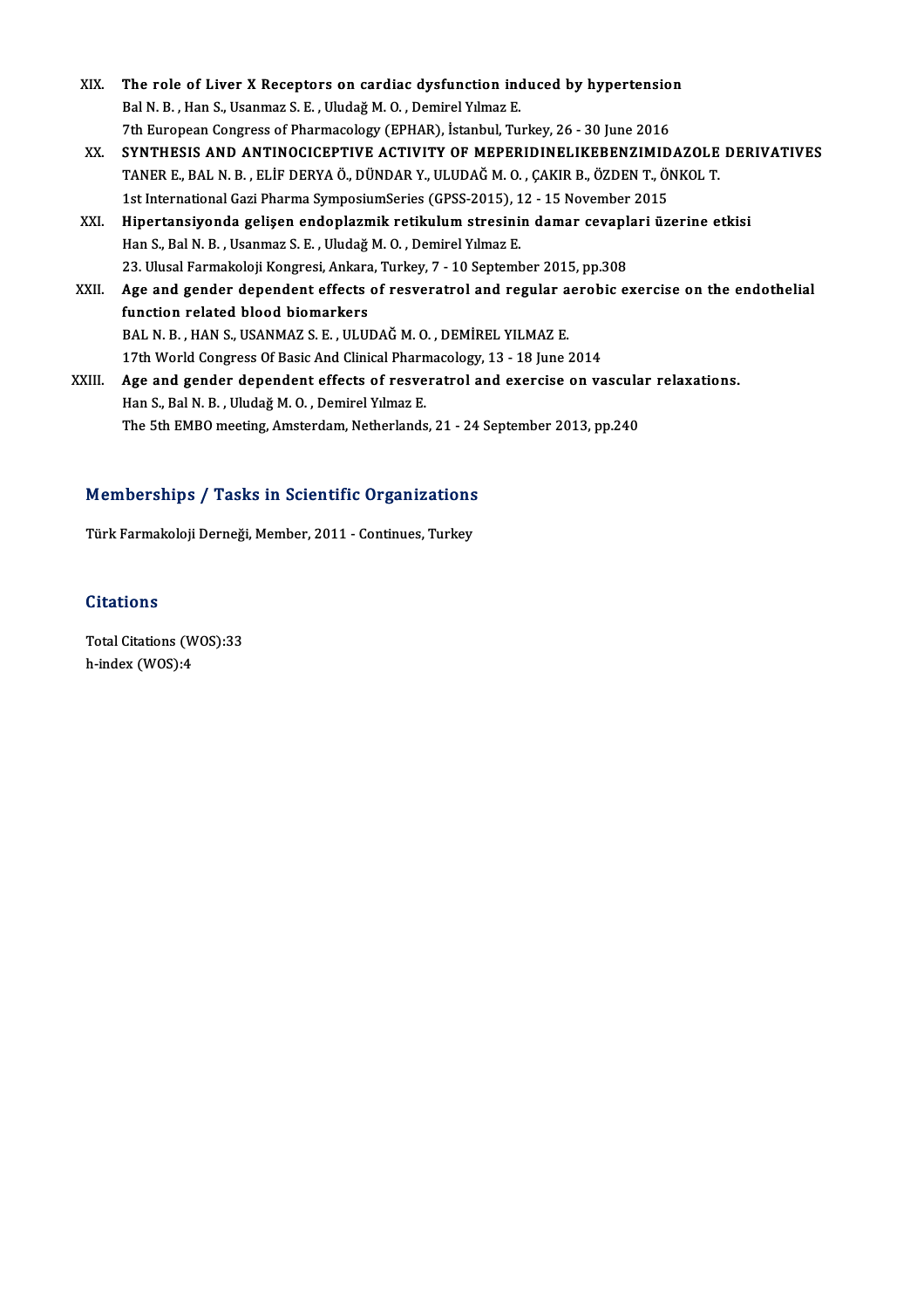XIX. **The role of Liver X Receptors on cardiac dysfunction induced by hypertension**
Bal N. B. , Han S., Usanmaz S. E. , Uludağ M. O. , Demirel Yılmaz E.
7th European Congress of Pharmacology (EPHAR), İstanbul, Turkey, 26 - 30 June 2016

XX. **SYNTHESIS AND ANTINOCICEPTIVE ACTIVITY OF MEPERIDINELIKEBENZIMIDAZOLE DERIVATIVES**
TANER E., BAL N. B. , ELİF DERYA Ö., DÜNDAR Y., ULUDAĞ M. O. , ÇAKIR B., ÖZDEN T., ÖNKOL T.
1st International Gazi Pharma SymposiumSeries (GPSS-2015), 12 - 15 November 2015

XXI. **Hipertansiyonda gelişen endoplazmik retikulum stresinin damar cevaplari üzerine etkisi**
Han S., Bal N. B. , Usanmaz S. E. , Uludağ M. O. , Demirel Yılmaz E.
23. Ulusal Farmakoloji Kongresi, Ankara, Turkey, 7 - 10 September 2015, pp.308

XXII. **Age and gender dependent effects of resveratrol and regular aerobic exercise on the endothelial function related blood biomarkers**
BAL N. B. , HAN S., USANMAZ S. E. , ULUDAĞ M. O. , DEMİREL YILMAZ E.
17th World Congress Of Basic And Clinical Pharmacology, 13 - 18 June 2014

XXIII. **Age and gender dependent effects of resveratrol and exercise on vascular relaxations.**
Han S., Bal N. B. , Uludağ M. O. , Demirel Yılmaz E.
The 5th EMBO meeting, Amsterdam, Netherlands, 21 - 24 September 2013, pp.240

## Memberships / Tasks in Scientific Organizations

Türk Farmakoloji Derneği, Member, 2011 - Continues, Turkey

## Citations

Total Citations (WOS):33
h-index (WOS):4